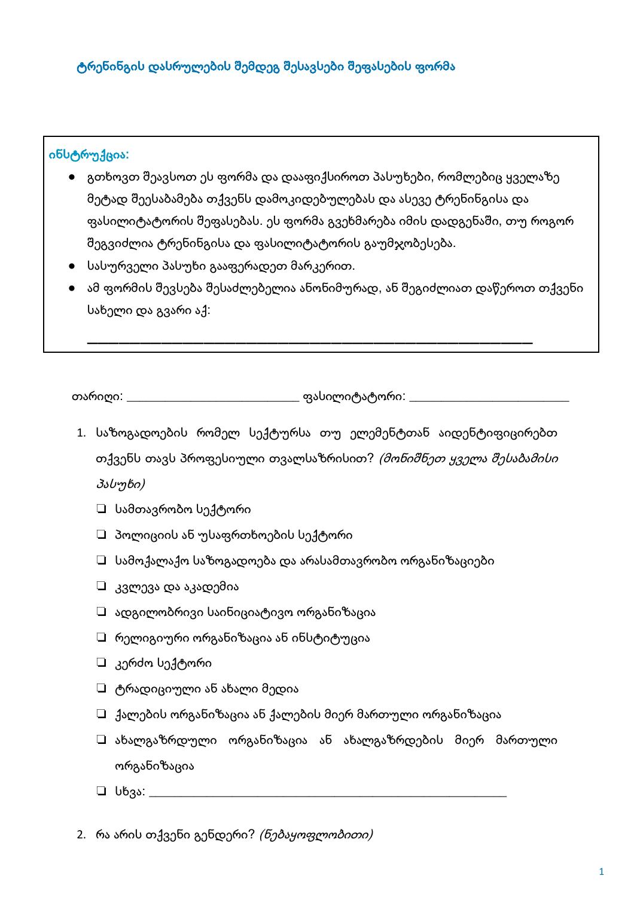## ტრენინგის დასრულების შემდეგ შესავსები შეფასების ფორმა

**ინსტრუქცია:**

- გთხოვთ შეავსოთ ეს ფორმა და დააფიქსიროთ პასუხები, რომლებიც ყველაზე მეტად შეესაბამება თქვენს დამოკიდებულებას და ასევე ტრენინგისა და ფასილიტატორის შეფასებას. ეს ფორმა გვეხმარება იმის დადგენაში, თუ როგორ შეგვიძლია ტრენინგისა და ფასილიტატორის გაუმჯობესება.
- სასურველი პასუხი გააფერადეთ მარკერით.
- ამ ფორმის შევსება შესაძლებელია ანონიმურად, ან შეგიძლიათ დაწეროთ თქვენი სახელი და გვარი აქ:

___________________________________________________________________

თარიღი: ______________________________ ფასილიტატორი: ___________________________

1. საზოგადოების რომელ სექტურსა თუ ელემენტთან აიდენტიფიცირებთ თქვენს თავს პროფესიული თვალსაზრისით? *(მონიშნეთ ყველა შესაბამისი პასუხი)*
   - ❑ სამთავრობო სექტორი
   - ❑ პოლიციის ან უსაფრთხოების სექტორი
   - ❑ სამოქალაქო საზოგადოება და არასამთავრობო ორგანიზაციები
   - ❑ კვლევა და აკადემია
   - ❑ ადგილობრივი საინიციატივო ორგანიზაცია
   - ❑ რელიგიური ორგანიზაცია ან ინსტიტუცია
   - ❑ კერძო სექტორი
   - ❑ ტრადიციული ან ახალი მედია
   - ❑ ქალების ორგანიზაცია ან ქალების მიერ მართული ორგანიზაცია
   - ❑ ახალგაზრდული ორგანიზაცია ან ახალგაზრდების მიერ მართული ორგანიზაცია
   - ❑ სხვა: ____________________________________________________________

2. რა არის თქვენი გენდერი? *(ნებაყოფლობითი)*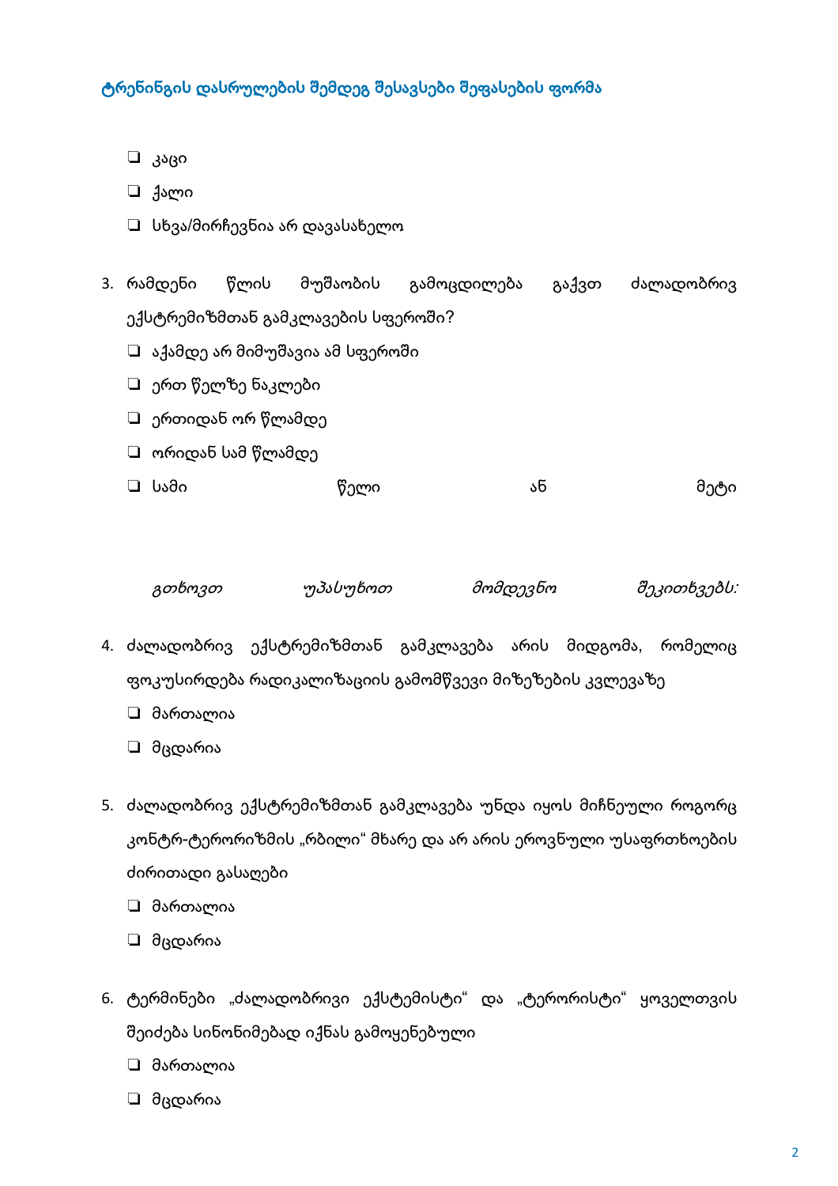### ტრენინგის დასრულების შემდეგ შესავსები შეფასების ფორმა

- ❑ კაცი
- ❑ ქალი
- ❑ სხვა/მირჩევნია არ დავასახელო

3. რამდენი წლის მუშაობის გამოცდილება გაქვთ ძალადობრივ ექსტრემიზმთან გამკლავების სფეროში?
   - ❑ აქამდე არ მიმუშავია ამ სფეროში
   - ❑ ერთ წელზე ნაკლები
   - ❑ ერთიდან ორ წლამდე
   - ❑ ორიდან სამ წლამდე
   - ❑ სამი წელი ან მეტი

*გთხოვთ უპასუხოთ მომდევნო შეკითხვებს:*

4. ძალადობრივ ექსტრემიზმთან გამკლავება არის მიდგომა, რომელიც ფოკუსირდება რადიკალიზაციის გამომწვევი მიზეზების კვლევაზე
   - ❑ მართალია
   - ❑ მცდარია

5. ძალადობრივ ექსტრემიზმთან გამკლავება უნდა იყოს მიჩნეული როგორც კონტრ-ტერორიზმის „რბილი" მხარე და არ არისეროვნული უსაფრთხოების ძირითადი გასაღები
   - ❑ მართალია
   - ❑ მცდარია

6. ტერმინები „ძალადობრივი ექსტემისტი" და „ტერორისტი" ყოველთვის შეიძება სინონიმებად იქნას გამოყენებული
   - ❑ მართალია
   - ❑ მცდარია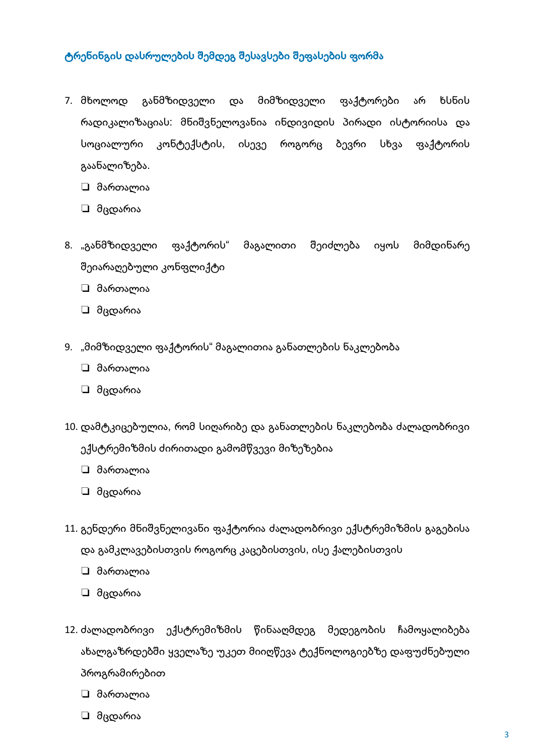### ტრენინგის დასრულების შემდეგ შესავსები შეფასების ფორმა

7. მხოლოდ განმზიდველი და მიმზიდველი ფაქტორები არ ხსნის რადიკალიზაციას: მნიშვნელოვანია ინდივიდის პირადი ისტორიისა და სოციალური კონტექსტის, ისევე როგორც ბევრი სხვა ფაქტორის გაანალიზება.

   ❑ მართალია

   ❑ მცდარია

8. „განმზიდველი ფაქტორის" მაგალითი შეიძლება იყოს მიმდინარე შეიარაღებული კონფლიქტი

   ❑ მართალია

   ❑ მცდარია

9. „მიმზიდველი ფაქტორის" მაგალითია განათლების ნაკლებობა

   ❑ მართალია

   ❑ მცდარია

10. დამტკიცებულია, რომ სიღარიბე და განათლების ნაკლებობა ძალადობრივი ექსტრემიზმის ძირითადი გამომწვევი მიზეზებია

    ❑ მართალია

    ❑ მცდარია

11. გენდერი მნიშვნელივანი ფაქტორია ძალადობრივი ექსტრემიზმის გაგებისა და გამკლავებისთვის როგორც კაცებისთვის, ისე ქალებისთვის

    ❑ მართალია

    ❑ მცდარია

12. ძალადობრივი ექსტრემიზმის წინააღმდეგ მედეგობის ჩამოყალიბება ახალგაზრდებში ყველაზე უკეთ მიიღწევა ტექნოლოგიებზე დაფუძნებული პროგრამირებით

    ❑ მართალია

    ❑ მცდარია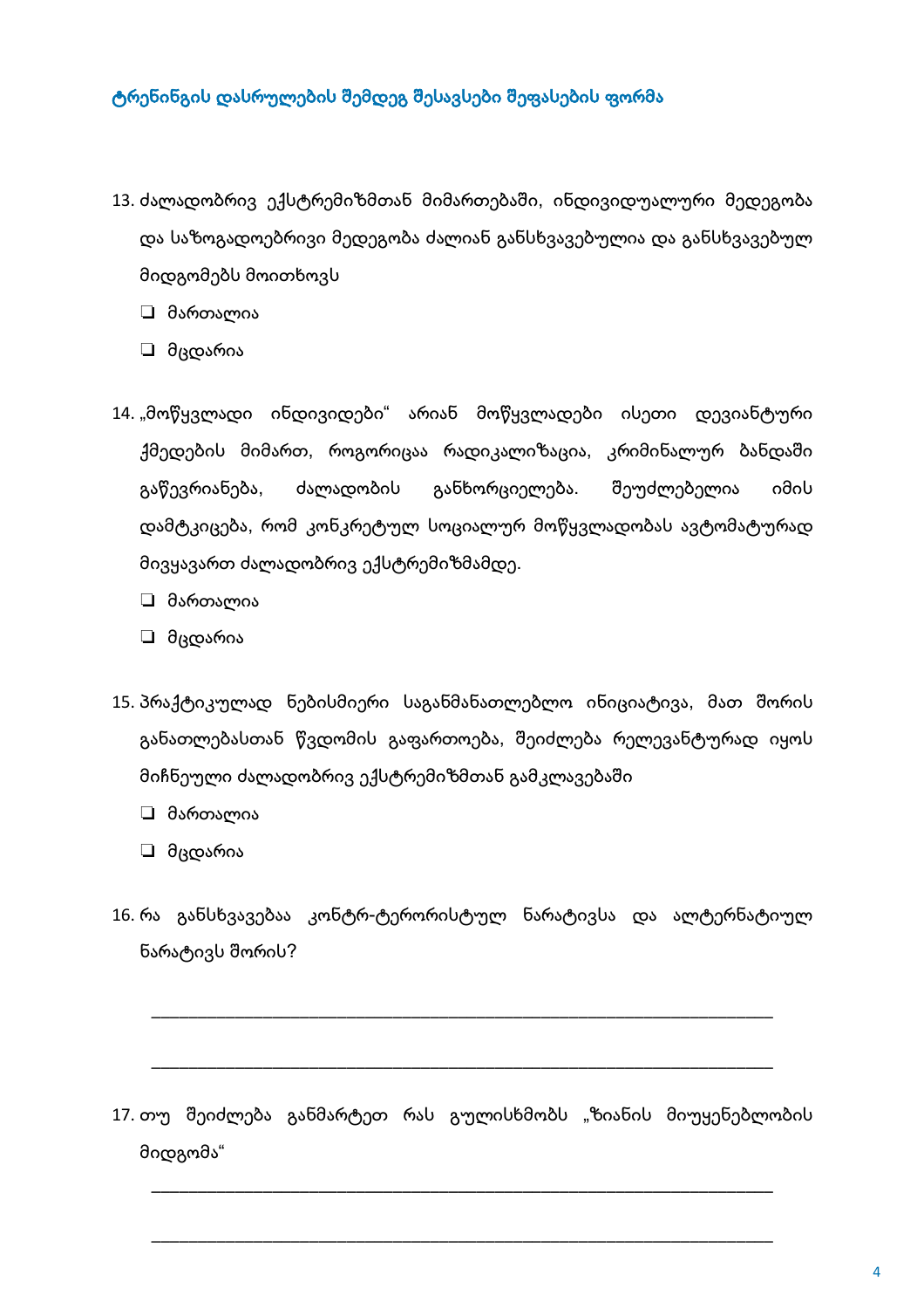## ტრენინგის დასრულების შემდეგ შესავსები შეფასების ფორმა

13. ძალადობრივ ექსტრემიზმთან მიმართებაში, ინდივიდუალური მედეგობა და საზოგადოებრივი მედეგობა ძალიან განსხვავებულია და განსხვავებულ მიდგომებს მოითხოვს

- ❑ მართალია
- ❑ მცდარია

14. „მოწყვლადი ინდივიდები" არიან მოწყვლადები ისეთი დევიანტური ქმედების მიმართ, როგორიცაა რადიკალიზაცია, კრიმინალურ ბანდაში გაწევრიანება, ძალადობის განხორციელება. შეუძლებელია იმის დამტკიცება, რომ კონკრეტულ სოციალურ მოწყვლადობას ავტომატურად მივყავართ ძალადობრივ ექსტრემიზმამდე.

- ❑ მართალია
- ❑ მცდარია

15. პრაქტიკულად ნებისმიერი საგანმანათლებლო ინიციატივა, მათ შორის განათლებასთან წვდომის გაფართოება, შეიძლება რელევანტურად იყოს მიჩნეული ძალადობრივ ექსტრემიზმთან გამკლავებაში

- ❑ მართალია
- ❑ მცდარია

16. რა განსხვავებაა კონტრ-ტერორისტულ ნარატივსა და ალტერნატიულ ნარატივს შორის?

______________________________________________________________________

______________________________________________________________________

17. თუ შეიძლება განმარტეთ რას გულისხმობს „ზიანის მიუყენებლობის მიდგომა"

______________________________________________________________________

______________________________________________________________________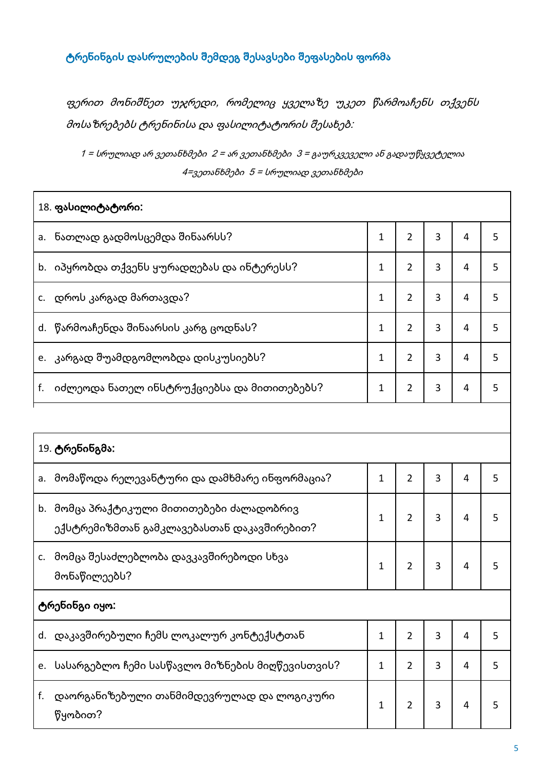## ტრენინგის დასრულების შემდეგ შესავსები შეფასების ფორმა

*ფერით მონიშნეთ უჯრედი, რომელიც ყველაზე უკეთ წარმოაჩენს თქვენს მოსაზრებებს ტრენინისა და ფასილიტატორის შესახებ:*

*1 = სრულიად არ ვეთანხმები 2 = არ ვეთანხმები 3 = გაურკვეველი ან გადაუწყვეტელია 4=ვეთანხმები 5 = სრულიად ვეთანხმები*

| 18. **ფასილიტატორი:** | | | | | |
|---|---|---|---|---|---|
| a. ნათლად გადმოსცემდა შინაარსს? | 1 | 2 | 3 | 4 | 5 |
| b. იპყრობდა თქვენს ყურადღებას და ინტერესს? | 1 | 2 | 3 | 4 | 5 |
| c. დროს კარგად მართავდა? | 1 | 2 | 3 | 4 | 5 |
| d. წარმოაჩენდა შინაარსის კარგ ცოდნას? | 1 | 2 | 3 | 4 | 5 |
| e. კარგად შუამდგომლობდა დისკუსიებს? | 1 | 2 | 3 | 4 | 5 |
| f. იძლეოდა ნათელ ინსტრუქციებსა და მითითებებს? | 1 | 2 | 3 | 4 | 5 |

| 19. **ტრენინგმა:** | | | | | |
|---|---|---|---|---|---|
| a. მომაწოდა რელევანტური და დამხმარე ინფორმაცია? | 1 | 2 | 3 | 4 | 5 |
| b. მომცა პრაქტიკული მითითებები ძალადობრივ ექსტრემიზმთან გამკლავებასთან დაკავშირებით? | 1 | 2 | 3 | 4 | 5 |
| c. მომცა შესაძლებლობა დავკავშირებოდი სხვა მონაწილეებს? | 1 | 2 | 3 | 4 | 5 |
| **ტრენინგი იყო:** | | | | | |
| d. დაკავშირებული ჩემს ლოკალურ კონტექსტთან | 1 | 2 | 3 | 4 | 5 |
| e. სასარგებლო ჩემი სასწავლო მიზნების მიღწევისთვის? | 1 | 2 | 3 | 4 | 5 |
| f. დაორგანიზებული თანმიმდევრულად და ლოგიკური წყობით? | 1 | 2 | 3 | 4 | 5 |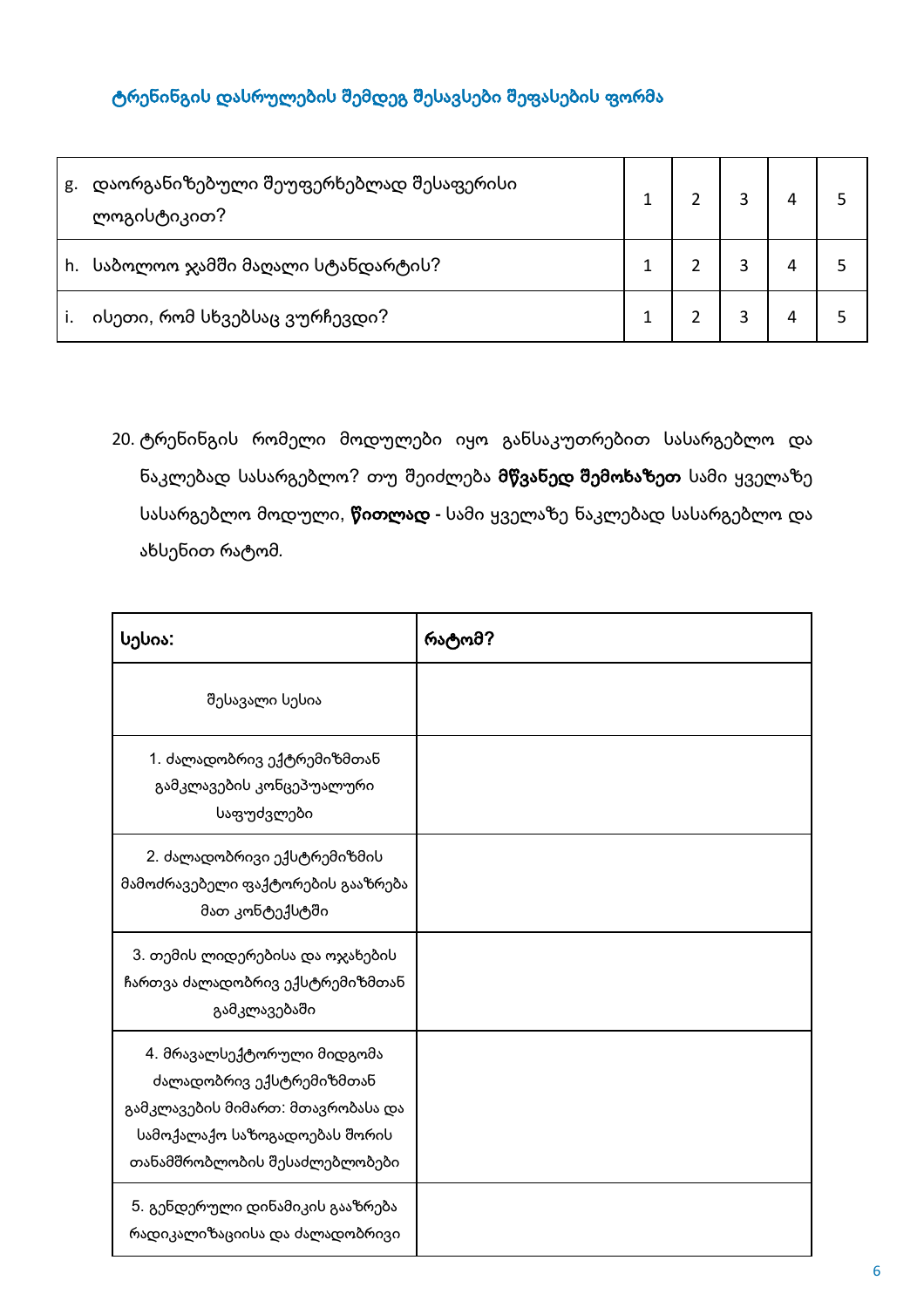## ტრენინგის დასრულების შემდეგ შესავსები შეფასების ფორმა

| | | | | | |
|---|---|---|---|---|---|
| g. დაორგანიზებული შეუფერხებლად შესაფერისი ლოგისტიკით? | 1 | 2 | 3 | 4 | 5 |
| h. საბოლოო ჯამში მაღალი სტანდარტის? | 1 | 2 | 3 | 4 | 5 |
| i. ისეთი, რომ სხვებსაც ვურჩევდი? | 1 | 2 | 3 | 4 | 5 |

20. ტრენინგის რომელი მოდულები იყო განსაკუთრებით სასარგებლო და ნაკლებად სასარგებლო? თუ შეიძლება **მწვანედ შემოხაზეთ** სამი ყველაზე სასარგებლო მოდული, **წითლად** - სამი ყველაზე ნაკლებად სასარგებლო და ახსენით რატომ.

| **სესია:** | **რატომ?** |
|---|---|
| შესავალი სესია | |
| 1. ძალადობრივ ექტრემიზმთან გამკლავების კონცეპუალური საფუძვლები | |
| 2. ძალადობრივი ექსტრემიზმის მამოძრავებელი ფაქტორების გააზრება მათ კონტექსტში | |
| 3. თემის ლიდერებისა და ოჯახების ჩართვა ძალადობრივ ექსტრემიზმთან გამკლავებაში | |
| 4. მრავალსექტორული მიდგომა ძალადობრივ ექსტრემიზმთან გამკლავების მიმართ: მთავრობასა და სამოქალაქო საზოგადოებას შორის თანამშრობლობის შესაძლებლობები | |
| 5. გენდერული დინამიკის გააზრება რადიკალიზაციისა და ძალადობრივი | |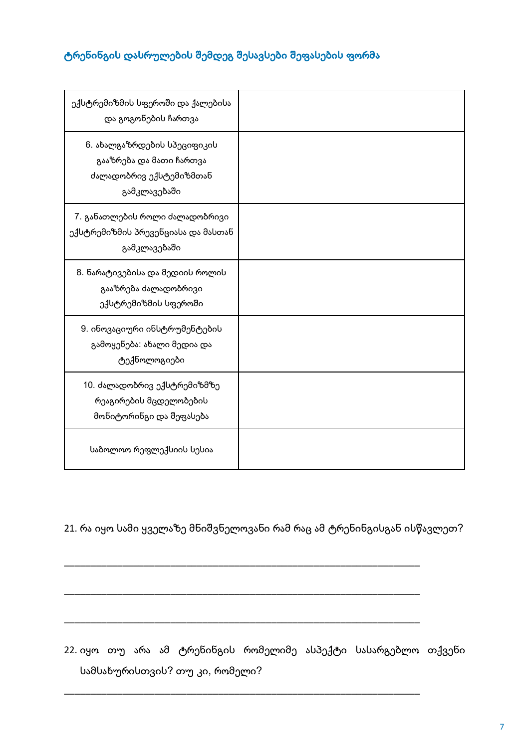## ტრენინგის დასრულების შემდეგ შესავსები შეფასების ფორმა

| ექსტრემიზმის სფეროში და ქალებისა და გოგონების ჩართვა | |
|---|---|
| 6. ახალგაზრდების სპეციფიკის გააზრება და მათი ჩართვა ძალადობრივ ექსტემიზმთან გამკლავებაში | |
| 7. განათლების როლი ძალადობრივი ექსტრემიზმის პრევენციასა და მასთან გამკლავებაში | |
| 8. ნარატივებისა და მედიის როლის გააზრება ძალადობრივი ექსტრემიზმის სფეროში | |
| 9. ინოვაციური ინსტრუმენტების გამოყენება: ახალი მედია და ტექნოლოგიები | |
| 10. ძალადობრივ ექსტრემიზმზე რეაგირების მცდელობების მონიტორინგი და შეფასება | |
| საბოლოო რეფლექსიის სესია | |

21. რა იყო სამი ყველაზე მნიშვნელოვანი რამ რაც ამ ტრენინგისგან ისწავლეთ?

___________________________________________________________________

___________________________________________________________________

___________________________________________________________________

22. იყო თუ არა ამ ტრენინგის რომელიმე ასპექტი სასარგებლო თქვენი სამსახურისთვის? თუ კი, რომელი?

___________________________________________________________________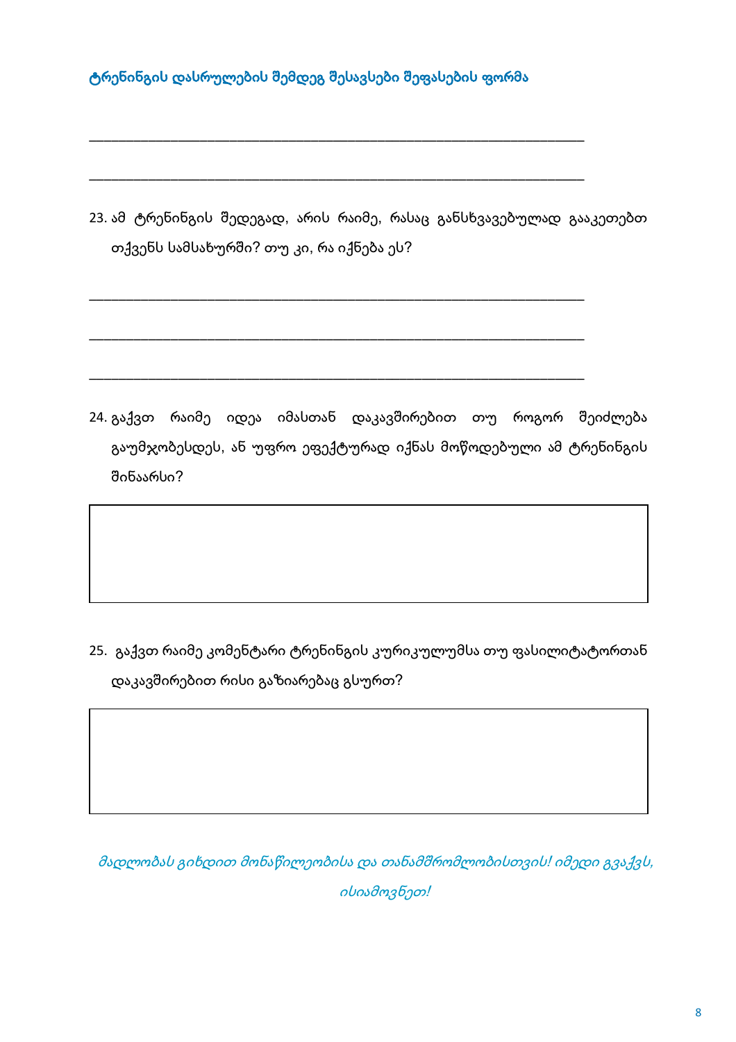**ტრენინგის დასრულების შემდეგ შესავსები შეფასების ფორმა**

\_\_\_\_\_\_\_\_\_\_\_\_\_\_\_\_\_\_\_\_\_\_\_\_\_\_\_\_\_\_\_\_\_\_\_\_\_\_\_\_\_\_\_\_\_\_\_\_\_\_\_\_\_\_\_\_\_\_\_\_\_\_\_\_\_\_\_\_\_\_\_\_

\_\_\_\_\_\_\_\_\_\_\_\_\_\_\_\_\_\_\_\_\_\_\_\_\_\_\_\_\_\_\_\_\_\_\_\_\_\_\_\_\_\_\_\_\_\_\_\_\_\_\_\_\_\_\_\_\_\_\_\_\_\_\_\_\_\_\_\_\_\_\_\_

23. ამ ტრენინგის შედეგად, არის რაიმე, რასაც განსხვავებულად გააკეთებთ თქვენს სამსახურში? თუ კი, რა იქნება ეს?

\_\_\_\_\_\_\_\_\_\_\_\_\_\_\_\_\_\_\_\_\_\_\_\_\_\_\_\_\_\_\_\_\_\_\_\_\_\_\_\_\_\_\_\_\_\_\_\_\_\_\_\_\_\_\_\_\_\_\_\_\_\_\_\_\_\_\_\_\_\_\_\_

\_\_\_\_\_\_\_\_\_\_\_\_\_\_\_\_\_\_\_\_\_\_\_\_\_\_\_\_\_\_\_\_\_\_\_\_\_\_\_\_\_\_\_\_\_\_\_\_\_\_\_\_\_\_\_\_\_\_\_\_\_\_\_\_\_\_\_\_\_\_\_\_

\_\_\_\_\_\_\_\_\_\_\_\_\_\_\_\_\_\_\_\_\_\_\_\_\_\_\_\_\_\_\_\_\_\_\_\_\_\_\_\_\_\_\_\_\_\_\_\_\_\_\_\_\_\_\_\_\_\_\_\_\_\_\_\_\_\_\_\_\_\_\_\_

24. გაქვთ რაიმე იდეა იმასთან დაკავშირებით თუ როგორ შეიძლება გაუმჯობესდეს, ან უფრო ეფექტურად იქნას მოწოდებული ამ ტრენინგის შინაარსი?

| |
|---|
| |

25. გაქვთ რაიმე კომენტარი ტრენინგის კურიკულუმსა თუ ფასილიტატორთან დაკავშირებით რისი გაზიარებაც გსურთ?

| |
|---|
| |

*მადლობას გიხდით მონაწილეობისა და თანამშრომლობისთვის! იმედი გვაქვს, ისიამოვნეთ!*